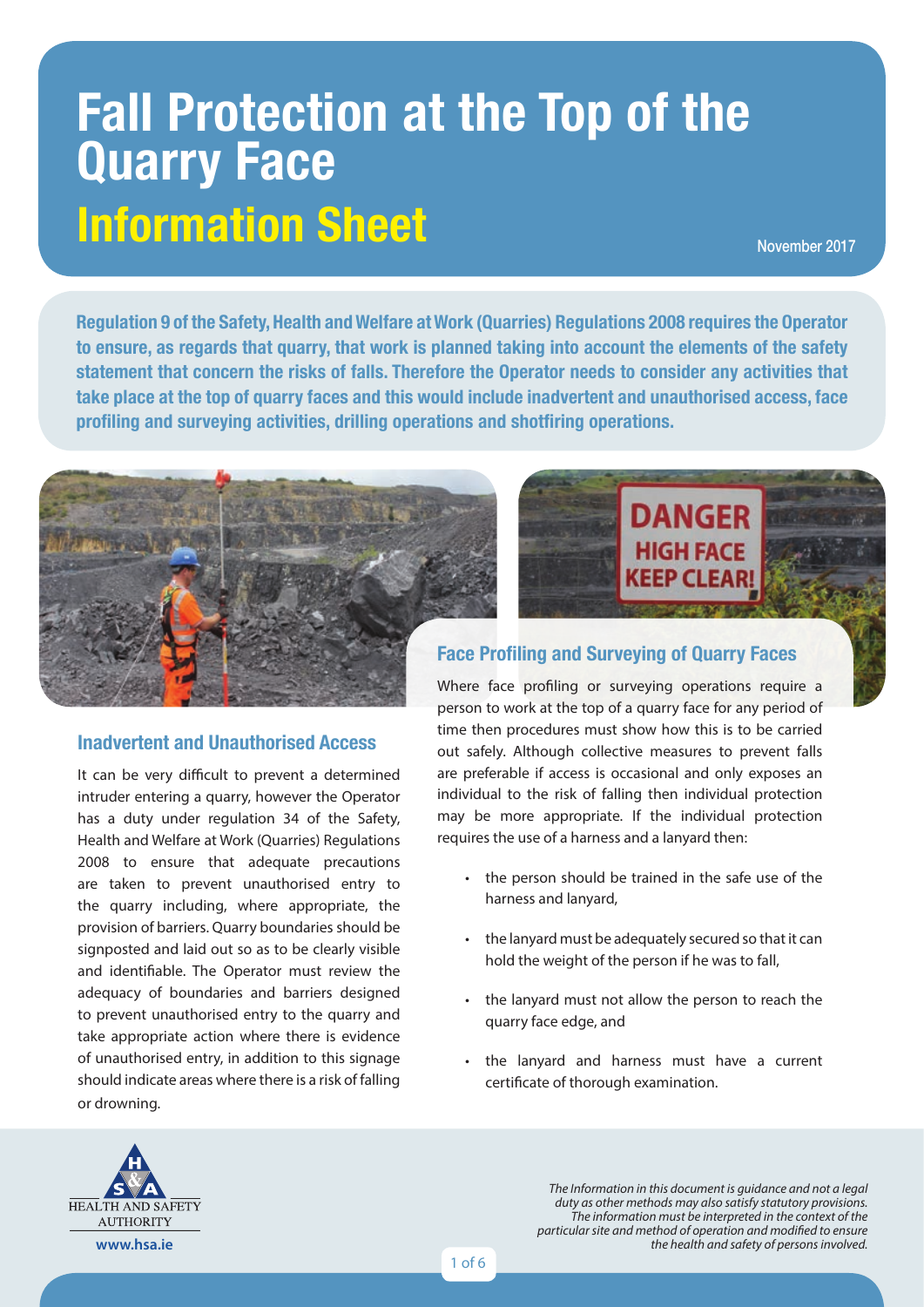# Fall Protection at the Top of the Quarry Face

## Information Sheet

November 2017

**Regulation 9 of the Safety, Health and Welfare at Work (Quarries) Regulations 2008 requires the Operator to ensure, as regards that quarry, that work is planned taking into account the elements of the safety statement that concern the risks of falls. Therefore the Operator needs to consider any activities that take place at the top of quarry faces and this would include inadvertent and unauthorised access, face profiling and surveying activities, drilling operations and shotfiring operations.**

### Inadvertent and Unauthorised Access

It can be very difficult to prevent a determined intruder entering a quarry, however the Operator has a duty under regulation 34 of the Safety, Health and Welfare at Work (Quarries) Regulations 2008 to ensure that adequate precautions are taken to prevent unauthorised entry to the quarry including, where appropriate, the provision of barriers. Quarry boundaries should be signposted and laid out so as to be clearly visible and identifiable. The Operator must review the adequacy of boundaries and barriers designed to prevent unauthorised entry to the quarry and take appropriate action where there is evidence of unauthorised entry, in addition to this signage should indicate areas where there is a risk of falling or drowning.

### Face Profiling and Surveying of Quarry Faces

Where face profiling or surveying operations require a person to work at the top of a quarry face for any period of time then procedures must show how this is to be carried out safely. Although collective measures to prevent falls are preferable if access is occasional and only exposes an individual to the risk of falling then individual protection may be more appropriate. If the individual protection requires the use of a harness and a lanyard then:

- the person should be trained in the safe use of the harness and lanyard,
- the lanyard must be adequately secured so that it can hold the weight of the person if he was to fall,
- the lanyard must not allow the person to reach the quarry face edge, and
- the lanyard and harness must have a current certificate of thorough examination.

HEALTH AND SAFETY AUTHORITY
www.hsa.ie

*The Information in this document is guidance and not a legal duty as other methods may also satisfy statutory provisions. The information must be interpreted in the context of the particular site and method of operation and modified to ensure the health and safety of persons involved.*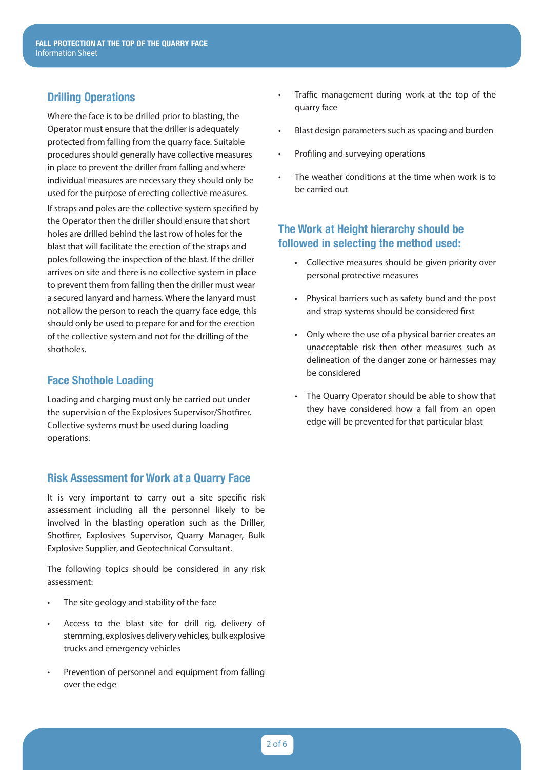## Drilling Operations

Where the face is to be drilled prior to blasting, the Operator must ensure that the driller is adequately protected from falling from the quarry face. Suitable procedures should generally have collective measures in place to prevent the driller from falling and where individual measures are necessary they should only be used for the purpose of erecting collective measures.

If straps and poles are the collective system specified by the Operator then the driller should ensure that short holes are drilled behind the last row of holes for the blast that will facilitate the erection of the straps and poles following the inspection of the blast. If the driller arrives on site and there is no collective system in place to prevent them from falling then the driller must wear a secured lanyard and harness. Where the lanyard must not allow the person to reach the quarry face edge, this should only be used to prepare for and for the erection of the collective system and not for the drilling of the shotholes.

## Face Shothole Loading

Loading and charging must only be carried out under the supervision of the Explosives Supervisor/Shotfirer. Collective systems must be used during loading operations.

## Risk Assessment for Work at a Quarry Face

It is very important to carry out a site specific risk assessment including all the personnel likely to be involved in the blasting operation such as the Driller, Shotfirer, Explosives Supervisor, Quarry Manager, Bulk Explosive Supplier, and Geotechnical Consultant.

The following topics should be considered in any risk assessment:

- The site geology and stability of the face
- Access to the blast site for drill rig, delivery of stemming, explosives delivery vehicles, bulk explosive trucks and emergency vehicles
- Prevention of personnel and equipment from falling over the edge
- Traffic management during work at the top of the quarry face
- Blast design parameters such as spacing and burden
- Profiling and surveying operations
- The weather conditions at the time when work is to be carried out

## The Work at Height hierarchy should be followed in selecting the method used:

- Collective measures should be given priority over personal protective measures
- Physical barriers such as safety bund and the post and strap systems should be considered first
- Only where the use of a physical barrier creates an unacceptable risk then other measures such as delineation of the danger zone or harnesses may be considered
- The Quarry Operator should be able to show that they have considered how a fall from an open edge will be prevented for that particular blast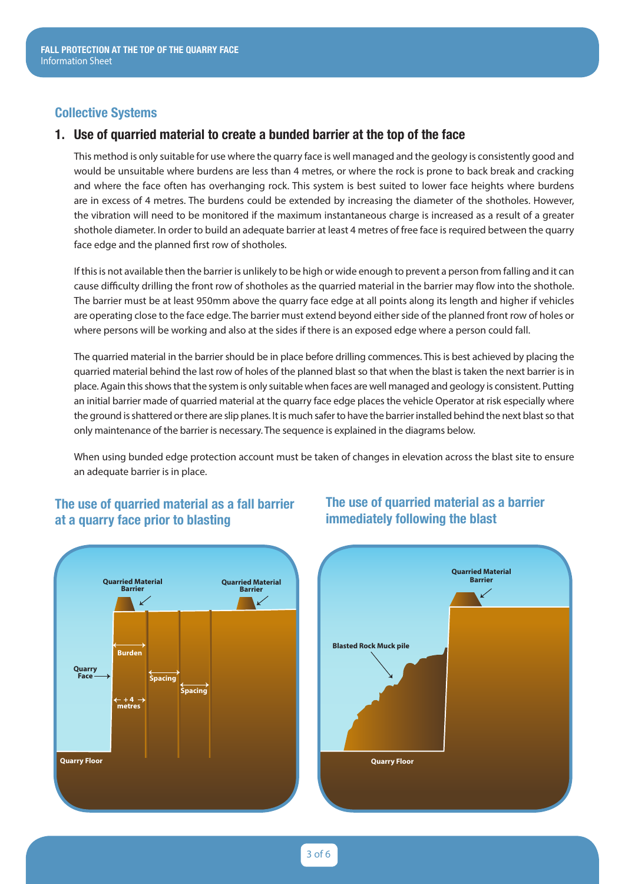## Collective Systems

### 1. Use of quarried material to create a bunded barrier at the top of the face

This method is only suitable for use where the quarry face is well managed and the geology is consistently good and would be unsuitable where burdens are less than 4 metres, or where the rock is prone to back break and cracking and where the face often has overhanging rock. This system is best suited to lower face heights where burdens are in excess of 4 metres. The burdens could be extended by increasing the diameter of the shotholes. However, the vibration will need to be monitored if the maximum instantaneous charge is increased as a result of a greater shothole diameter. In order to build an adequate barrier at least 4 metres of free face is required between the quarry face edge and the planned first row of shotholes.

If this is not available then the barrier is unlikely to be high or wide enough to prevent a person from falling and it can cause difficulty drilling the front row of shotholes as the quarried material in the barrier may flow into the shothole. The barrier must be at least 950mm above the quarry face edge at all points along its length and higher if vehicles are operating close to the face edge. The barrier must extend beyond either side of the planned front row of holes or where persons will be working and also at the sides if there is an exposed edge where a person could fall.

The quarried material in the barrier should be in place before drilling commences. This is best achieved by placing the quarried material behind the last row of holes of the planned blast so that when the blast is taken the next barrier is in place. Again this shows that the system is only suitable when faces are well managed and geology is consistent. Putting an initial barrier made of quarried material at the quarry face edge places the vehicle Operator at risk especially where the ground is shattered or there are slip planes. It is much safer to have the barrier installed behind the next blast so that only maintenance of the barrier is necessary. The sequence is explained in the diagrams below.

When using bunded edge protection account must be taken of changes in elevation across the blast site to ensure an adequate barrier is in place.

#### The use of quarried material as a fall barrier at a quarry face prior to blasting

Quarried Material Barrier | Quarried Material Barrier | Burden | Quarry Face | Spacing | Spacing | + 4 metres | Quarry Floor

#### The use of quarried material as a barrier immediately following the blast

Quarried Material Barrier | Blasted Rock Muck pile | Quarry Floor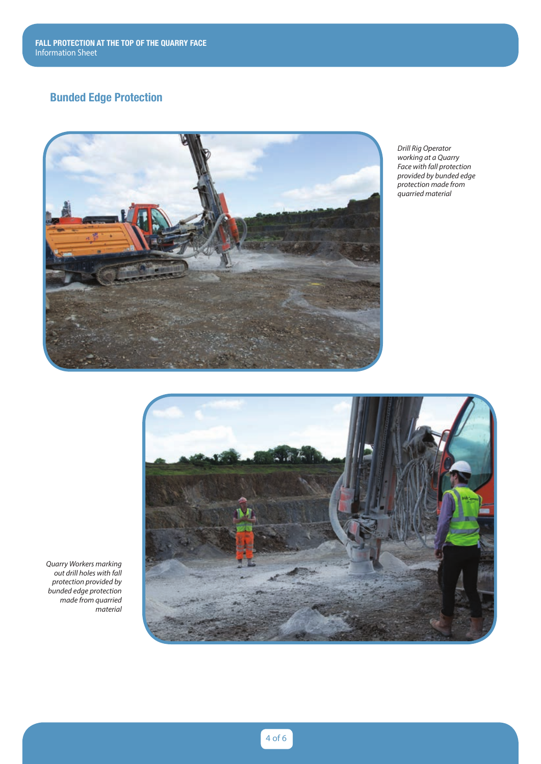## Bunded Edge Protection

*Drill Rig Operator working at a Quarry Face with fall protection provided by bunded edge protection made from quarried material*

*Quarry Workers marking out drill holes with fall protection provided by bunded edge protection made from quarried material*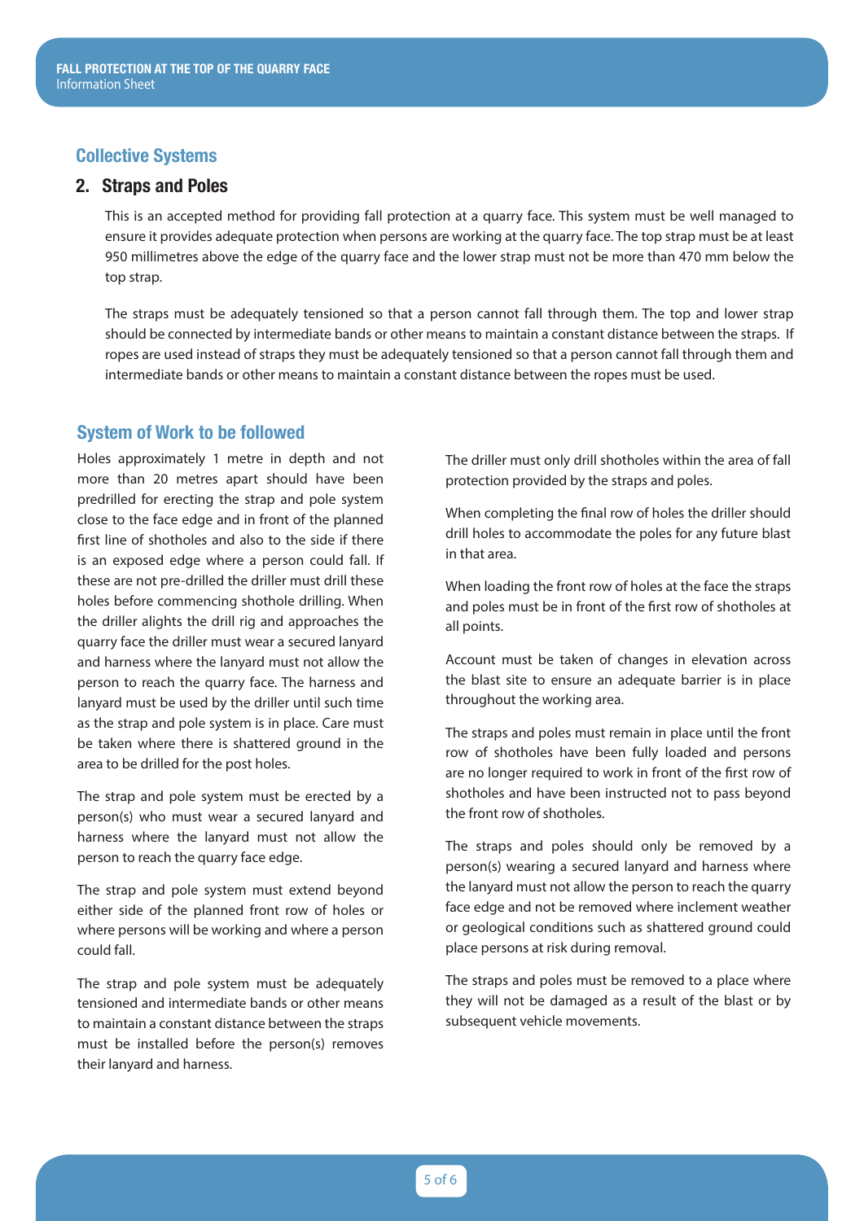## Collective Systems

### 2. Straps and Poles

This is an accepted method for providing fall protection at a quarry face. This system must be well managed to ensure it provides adequate protection when persons are working at the quarry face. The top strap must be at least 950 millimetres above the edge of the quarry face and the lower strap must not be more than 470 mm below the top strap.

The straps must be adequately tensioned so that a person cannot fall through them. The top and lower strap should be connected by intermediate bands or other means to maintain a constant distance between the straps. If ropes are used instead of straps they must be adequately tensioned so that a person cannot fall through them and intermediate bands or other means to maintain a constant distance between the ropes must be used.

## System of Work to be followed

Holes approximately 1 metre in depth and not more than 20 metres apart should have been predrilled for erecting the strap and pole system close to the face edge and in front of the planned first line of shotholes and also to the side if there is an exposed edge where a person could fall. If these are not pre-drilled the driller must drill these holes before commencing shothole drilling. When the driller alights the drill rig and approaches the quarry face the driller must wear a secured lanyard and harness where the lanyard must not allow the person to reach the quarry face. The harness and lanyard must be used by the driller until such time as the strap and pole system is in place. Care must be taken where there is shattered ground in the area to be drilled for the post holes.

The strap and pole system must be erected by a person(s) who must wear a secured lanyard and harness where the lanyard must not allow the person to reach the quarry face edge.

The strap and pole system must extend beyond either side of the planned front row of holes or where persons will be working and where a person could fall.

The strap and pole system must be adequately tensioned and intermediate bands or other means to maintain a constant distance between the straps must be installed before the person(s) removes their lanyard and harness.

The driller must only drill shotholes within the area of fall protection provided by the straps and poles.

When completing the final row of holes the driller should drill holes to accommodate the poles for any future blast in that area.

When loading the front row of holes at the face the straps and poles must be in front of the first row of shotholes at all points.

Account must be taken of changes in elevation across the blast site to ensure an adequate barrier is in place throughout the working area.

The straps and poles must remain in place until the front row of shotholes have been fully loaded and persons are no longer required to work in front of the first row of shotholes and have been instructed not to pass beyond the front row of shotholes.

The straps and poles should only be removed by a person(s) wearing a secured lanyard and harness where the lanyard must not allow the person to reach the quarry face edge and not be removed where inclement weather or geological conditions such as shattered ground could place persons at risk during removal.

The straps and poles must be removed to a place where they will not be damaged as a result of the blast or by subsequent vehicle movements.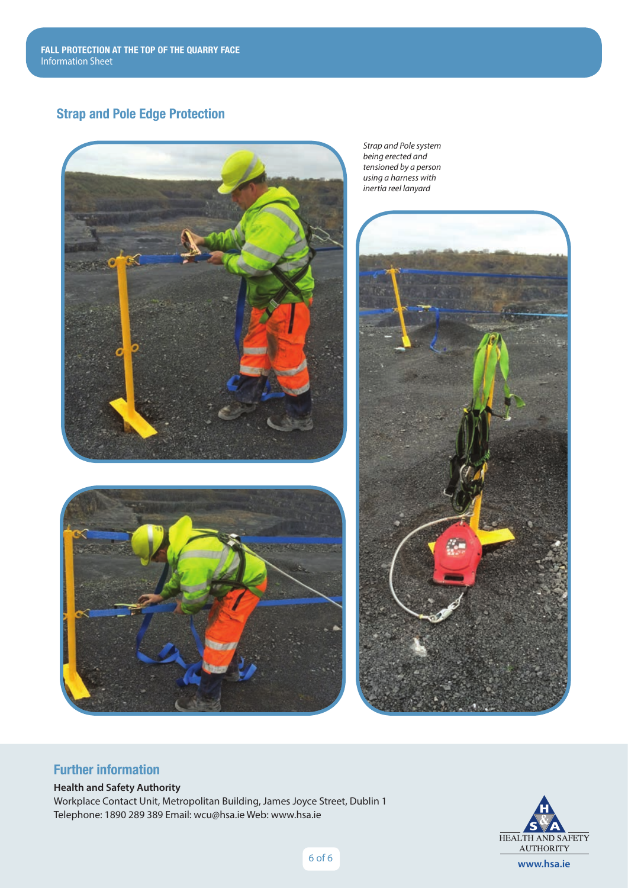## Strap and Pole Edge Protection

*Strap and Pole system being erected and tensioned by a person using a harness with inertia reel lanyard*

## Further information

**Health and Safety Authority**
Workplace Contact Unit, Metropolitan Building, James Joyce Street, Dublin 1
Telephone: 1890 289 389 Email: wcu@hsa.ie Web: www.hsa.ie

HEALTH AND SAFETY AUTHORITY
www.hsa.ie